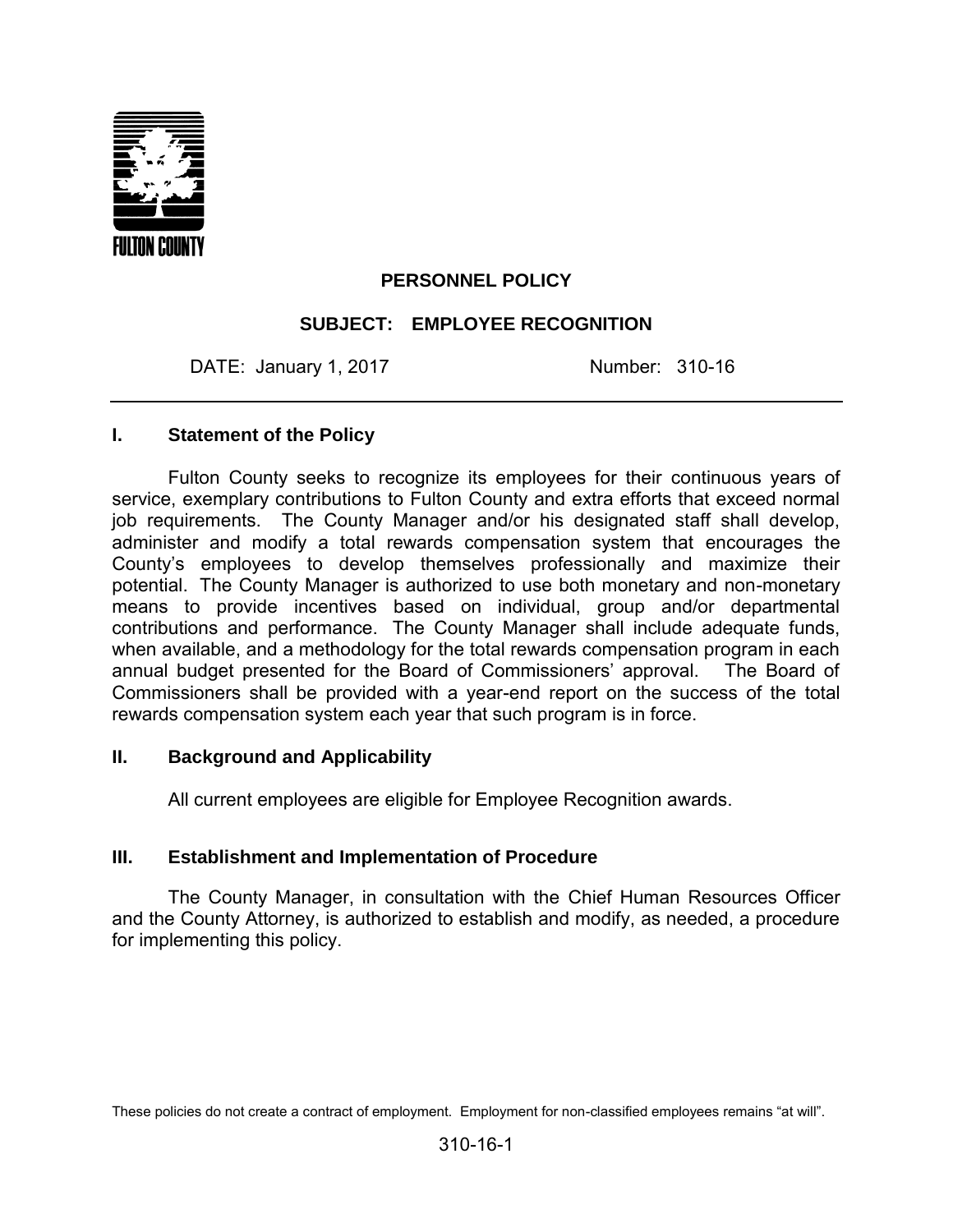FULTON COUNTY

**PERSONNEL POLICY**

**SUBJECT: EMPLOYEE RECOGNITION**

DATE: January 1, 2017 Number: 310-16

---

## I. Statement of the Policy

Fulton County seeks to recognize its employees for their continuous years of service, exemplary contributions to Fulton County and extra efforts that exceed normal job requirements. The County Manager and/or his designated staff shall develop, administer and modify a total rewards compensation system that encourages the County's employees to develop themselves professionally and maximize their potential. The County Manager is authorized to use both monetary and non-monetary means to provide incentives based on individual, group and/or departmental contributions and performance. The County Manager shall include adequate funds, when available, and a methodology for the total rewards compensation program in each annual budget presented for the Board of Commissioners' approval. The Board of Commissioners shall be provided with a year-end report on the success of the total rewards compensation system each year that such program is in force.

## II. Background and Applicability

All current employees are eligible for Employee Recognition awards.

## III. Establishment and Implementation of Procedure

The County Manager, in consultation with the Chief Human Resources Officer and the County Attorney, is authorized to establish and modify, as needed, a procedure for implementing this policy.

These policies do not create a contract of employment. Employment for non-classified employees remains "at will".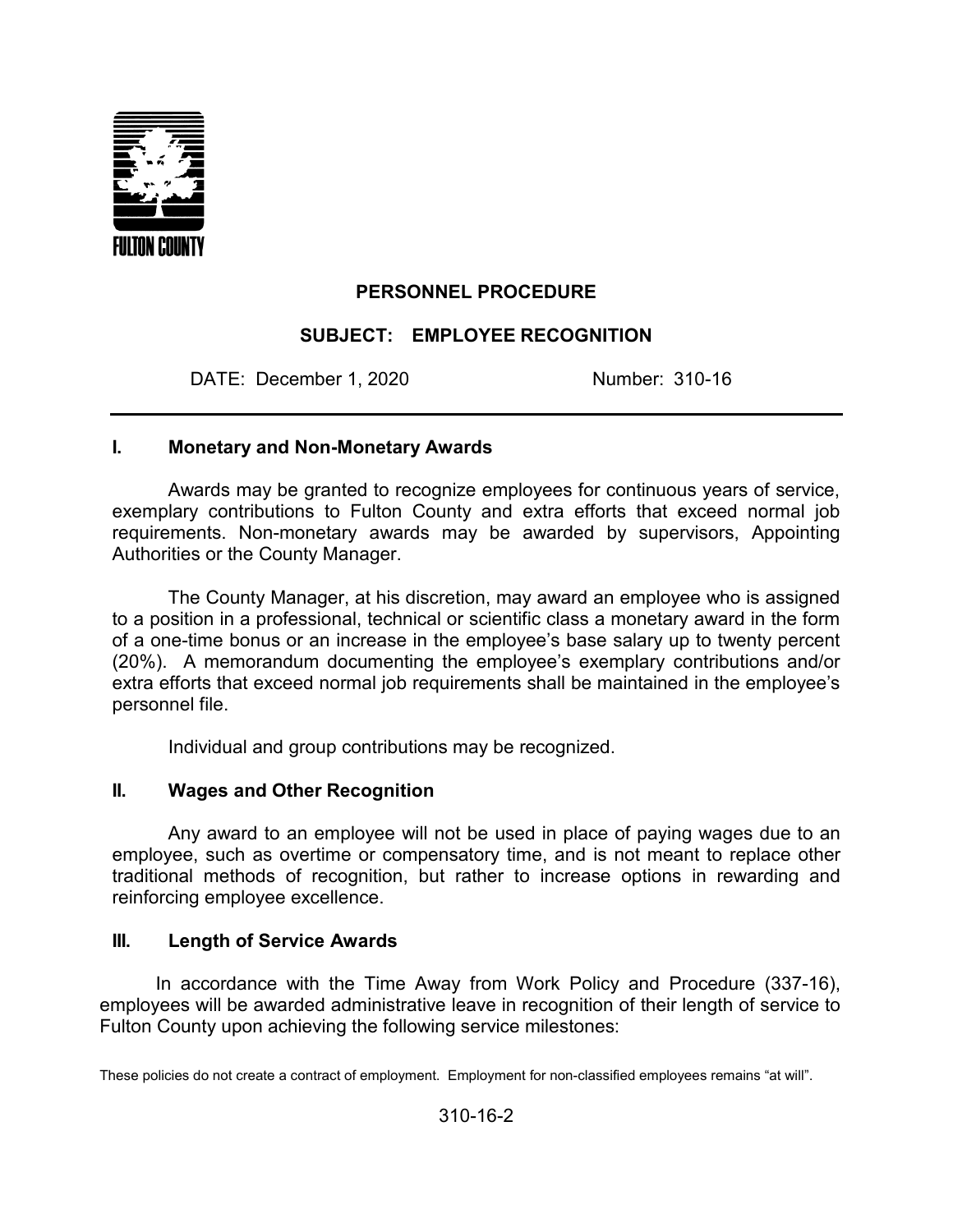FULTON COUNTY

**PERSONNEL PROCEDURE**

**SUBJECT: EMPLOYEE RECOGNITION**

DATE: December 1, 2020 Number: 310-16

---

## I. Monetary and Non-Monetary Awards

Awards may be granted to recognize employees for continuous years of service, exemplary contributions to Fulton County and extra efforts that exceed normal job requirements. Non-monetary awards may be awarded by supervisors, Appointing Authorities or the County Manager.

The County Manager, at his discretion, may award an employee who is assigned to a position in a professional, technical or scientific class a monetary award in the form of a one-time bonus or an increase in the employee's base salary up to twenty percent (20%). A memorandum documenting the employee's exemplary contributions and/or extra efforts that exceed normal job requirements shall be maintained in the employee's personnel file.

Individual and group contributions may be recognized.

## II. Wages and Other Recognition

Any award to an employee will not be used in place of paying wages due to an employee, such as overtime or compensatory time, and is not meant to replace other traditional methods of recognition, but rather to increase options in rewarding and reinforcing employee excellence.

## III. Length of Service Awards

In accordance with the Time Away from Work Policy and Procedure (337-16), employees will be awarded administrative leave in recognition of their length of service to Fulton County upon achieving the following service milestones:

These policies do not create a contract of employment. Employment for non-classified employees remains "at will".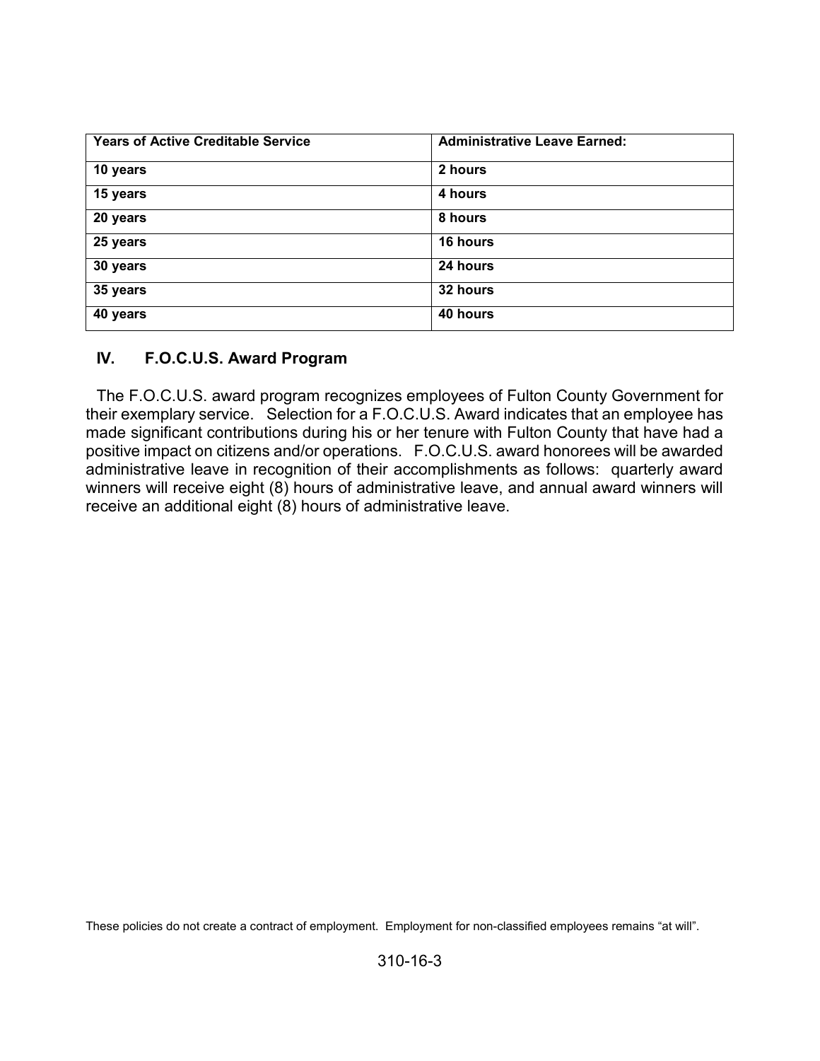| **Years of Active Creditable Service** | **Administrative Leave Earned:** |
|---|---|
| **10 years** | **2 hours** |
| **15 years** | **4 hours** |
| **20 years** | **8 hours** |
| **25 years** | **16 hours** |
| **30 years** | **24 hours** |
| **35 years** | **32 hours** |
| **40 years** | **40 hours** |

## IV. F.O.C.U.S. Award Program

The F.O.C.U.S. award program recognizes employees of Fulton County Government for their exemplary service. Selection for a F.O.C.U.S. Award indicates that an employee has made significant contributions during his or her tenure with Fulton County that have had a positive impact on citizens and/or operations. F.O.C.U.S. award honorees will be awarded administrative leave in recognition of their accomplishments as follows: quarterly award winners will receive eight (8) hours of administrative leave, and annual award winners will receive an additional eight (8) hours of administrative leave.

These policies do not create a contract of employment. Employment for non-classified employees remains "at will".